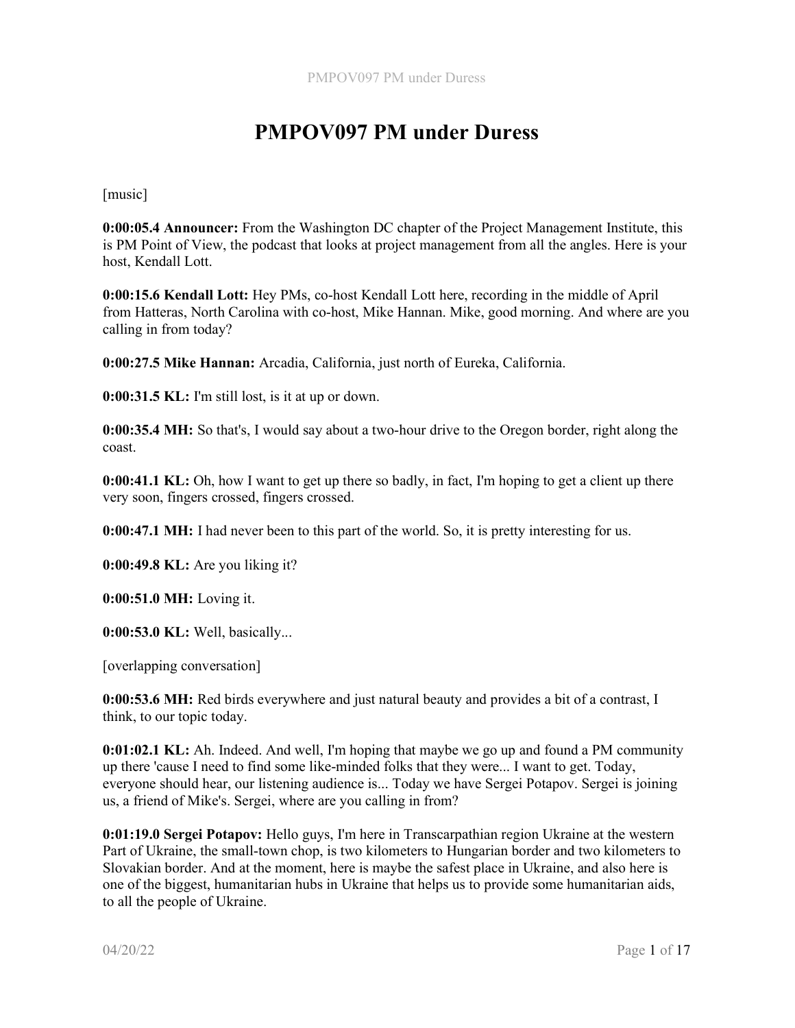# PMPOV097 PM under Duress

[music]

**0:00:05.4 Announcer:** From the Washington DC chapter of the Project Management Institute, this is PM Point of View, the podcast that looks at project management from all the angles. Here is your host, Kendall Lott.

**0:00:15.6 Kendall Lott:** Hey PMs, co-host Kendall Lott here, recording in the middle of April from Hatteras, North Carolina with co-host, Mike Hannan. Mike, good morning. And where are you calling in from today?

**0:00:27.5 Mike Hannan:** Arcadia, California, just north of Eureka, California.

**0:00:31.5 KL:** I'm still lost, is it at up or down.

**0:00:35.4 MH:** So that's, I would say about a two-hour drive to the Oregon border, right along the coast.

**0:00:41.1 KL:** Oh, how I want to get up there so badly, in fact, I'm hoping to get a client up there very soon, fingers crossed, fingers crossed.

**0:00:47.1 MH:** I had never been to this part of the world. So, it is pretty interesting for us.

**0:00:49.8 KL:** Are you liking it?

**0:00:51.0 MH:** Loving it.

**0:00:53.0 KL:** Well, basically...

[overlapping conversation]

**0:00:53.6 MH:** Red birds everywhere and just natural beauty and provides a bit of a contrast, I think, to our topic today.

**0:01:02.1 KL:** Ah. Indeed. And well, I'm hoping that maybe we go up and found a PM community up there 'cause I need to find some like-minded folks that they were... I want to get. Today, everyone should hear, our listening audience is... Today we have Sergei Potapov. Sergei is joining us, a friend of Mike's. Sergei, where are you calling in from?

**0:01:19.0 Sergei Potapov:** Hello guys, I'm here in Transcarpathian region Ukraine at the western Part of Ukraine, the small-town chop, is two kilometers to Hungarian border and two kilometers to Slovakian border. And at the moment, here is maybe the safest place in Ukraine, and also here is one of the biggest, humanitarian hubs in Ukraine that helps us to provide some humanitarian aids, to all the people of Ukraine.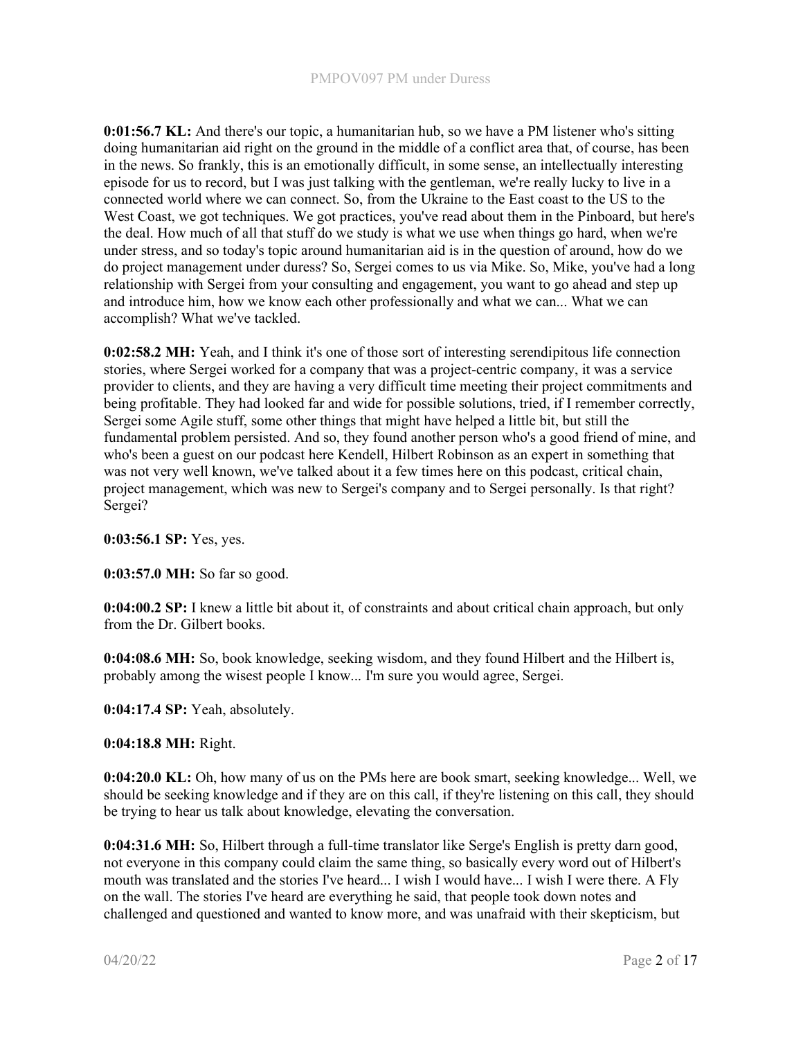**0:01:56.7 KL:** And there's our topic, a humanitarian hub, so we have a PM listener who's sitting doing humanitarian aid right on the ground in the middle of a conflict area that, of course, has been in the news. So frankly, this is an emotionally difficult, in some sense, an intellectually interesting episode for us to record, but I was just talking with the gentleman, we're really lucky to live in a connected world where we can connect. So, from the Ukraine to the East coast to the US to the West Coast, we got techniques. We got practices, you've read about them in the Pinboard, but here's the deal. How much of all that stuff do we study is what we use when things go hard, when we're under stress, and so today's topic around humanitarian aid is in the question of around, how do we do project management under duress? So, Sergei comes to us via Mike. So, Mike, you've had a long relationship with Sergei from your consulting and engagement, you want to go ahead and step up and introduce him, how we know each other professionally and what we can... What we can accomplish? What we've tackled.

**0:02:58.2 MH:** Yeah, and I think it's one of those sort of interesting serendipitous life connection stories, where Sergei worked for a company that was a project-centric company, it was a service provider to clients, and they are having a very difficult time meeting their project commitments and being profitable. They had looked far and wide for possible solutions, tried, if I remember correctly, Sergei some Agile stuff, some other things that might have helped a little bit, but still the fundamental problem persisted. And so, they found another person who's a good friend of mine, and who's been a guest on our podcast here Kendell, Hilbert Robinson as an expert in something that was not very well known, we've talked about it a few times here on this podcast, critical chain, project management, which was new to Sergei's company and to Sergei personally. Is that right? Sergei?

**0:03:56.1 SP:** Yes, yes.

**0:03:57.0 MH:** So far so good.

**0:04:00.2 SP:** I knew a little bit about it, of constraints and about critical chain approach, but only from the Dr. Gilbert books.

**0:04:08.6 MH:** So, book knowledge, seeking wisdom, and they found Hilbert and the Hilbert is, probably among the wisest people I know... I'm sure you would agree, Sergei.

**0:04:17.4 SP:** Yeah, absolutely.

**0:04:18.8 MH:** Right.

**0:04:20.0 KL:** Oh, how many of us on the PMs here are book smart, seeking knowledge... Well, we should be seeking knowledge and if they are on this call, if they're listening on this call, they should be trying to hear us talk about knowledge, elevating the conversation.

**0:04:31.6 MH:** So, Hilbert through a full-time translator like Serge's English is pretty darn good, not everyone in this company could claim the same thing, so basically every word out of Hilbert's mouth was translated and the stories I've heard... I wish I would have... I wish I were there. A Fly on the wall. The stories I've heard are everything he said, that people took down notes and challenged and questioned and wanted to know more, and was unafraid with their skepticism, but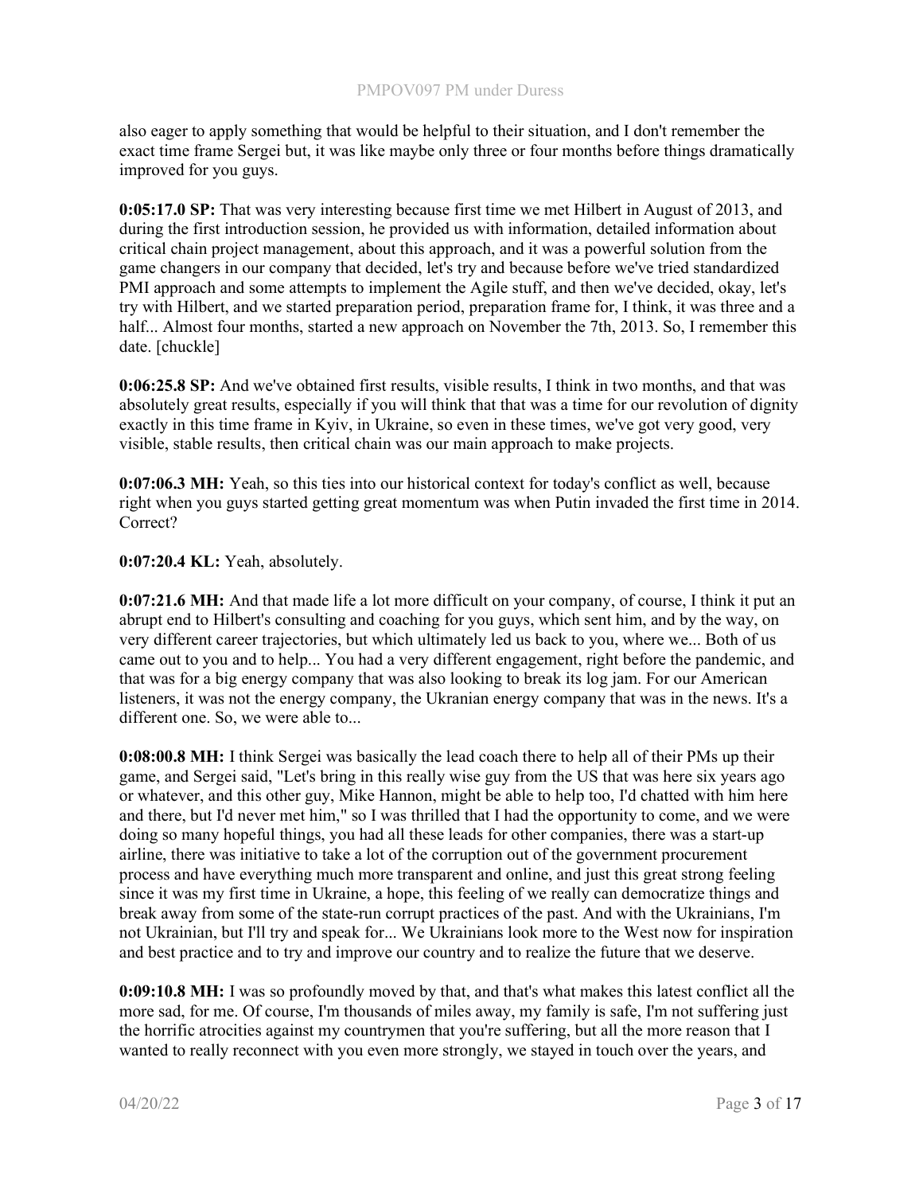also eager to apply something that would be helpful to their situation, and I don't remember the exact time frame Sergei but, it was like maybe only three or four months before things dramatically improved for you guys.

**0:05:17.0 SP:** That was very interesting because first time we met Hilbert in August of 2013, and during the first introduction session, he provided us with information, detailed information about critical chain project management, about this approach, and it was a powerful solution from the game changers in our company that decided, let's try and because before we've tried standardized PMI approach and some attempts to implement the Agile stuff, and then we've decided, okay, let's try with Hilbert, and we started preparation period, preparation frame for, I think, it was three and a half... Almost four months, started a new approach on November the 7th, 2013. So, I remember this date. [chuckle]

**0:06:25.8 SP:** And we've obtained first results, visible results, I think in two months, and that was absolutely great results, especially if you will think that that was a time for our revolution of dignity exactly in this time frame in Kyiv, in Ukraine, so even in these times, we've got very good, very visible, stable results, then critical chain was our main approach to make projects.

**0:07:06.3 MH:** Yeah, so this ties into our historical context for today's conflict as well, because right when you guys started getting great momentum was when Putin invaded the first time in 2014. Correct?

**0:07:20.4 KL:** Yeah, absolutely.

**0:07:21.6 MH:** And that made life a lot more difficult on your company, of course, I think it put an abrupt end to Hilbert's consulting and coaching for you guys, which sent him, and by the way, on very different career trajectories, but which ultimately led us back to you, where we... Both of us came out to you and to help... You had a very different engagement, right before the pandemic, and that was for a big energy company that was also looking to break its log jam. For our American listeners, it was not the energy company, the Ukranian energy company that was in the news. It's a different one. So, we were able to...

**0:08:00.8 MH:** I think Sergei was basically the lead coach there to help all of their PMs up their game, and Sergei said, "Let's bring in this really wise guy from the US that was here six years ago or whatever, and this other guy, Mike Hannon, might be able to help too, I'd chatted with him here and there, but I'd never met him," so I was thrilled that I had the opportunity to come, and we were doing so many hopeful things, you had all these leads for other companies, there was a start-up airline, there was initiative to take a lot of the corruption out of the government procurement process and have everything much more transparent and online, and just this great strong feeling since it was my first time in Ukraine, a hope, this feeling of we really can democratize things and break away from some of the state-run corrupt practices of the past. And with the Ukrainians, I'm not Ukrainian, but I'll try and speak for... We Ukrainians look more to the West now for inspiration and best practice and to try and improve our country and to realize the future that we deserve.

**0:09:10.8 MH:** I was so profoundly moved by that, and that's what makes this latest conflict all the more sad, for me. Of course, I'm thousands of miles away, my family is safe, I'm not suffering just the horrific atrocities against my countrymen that you're suffering, but all the more reason that I wanted to really reconnect with you even more strongly, we stayed in touch over the years, and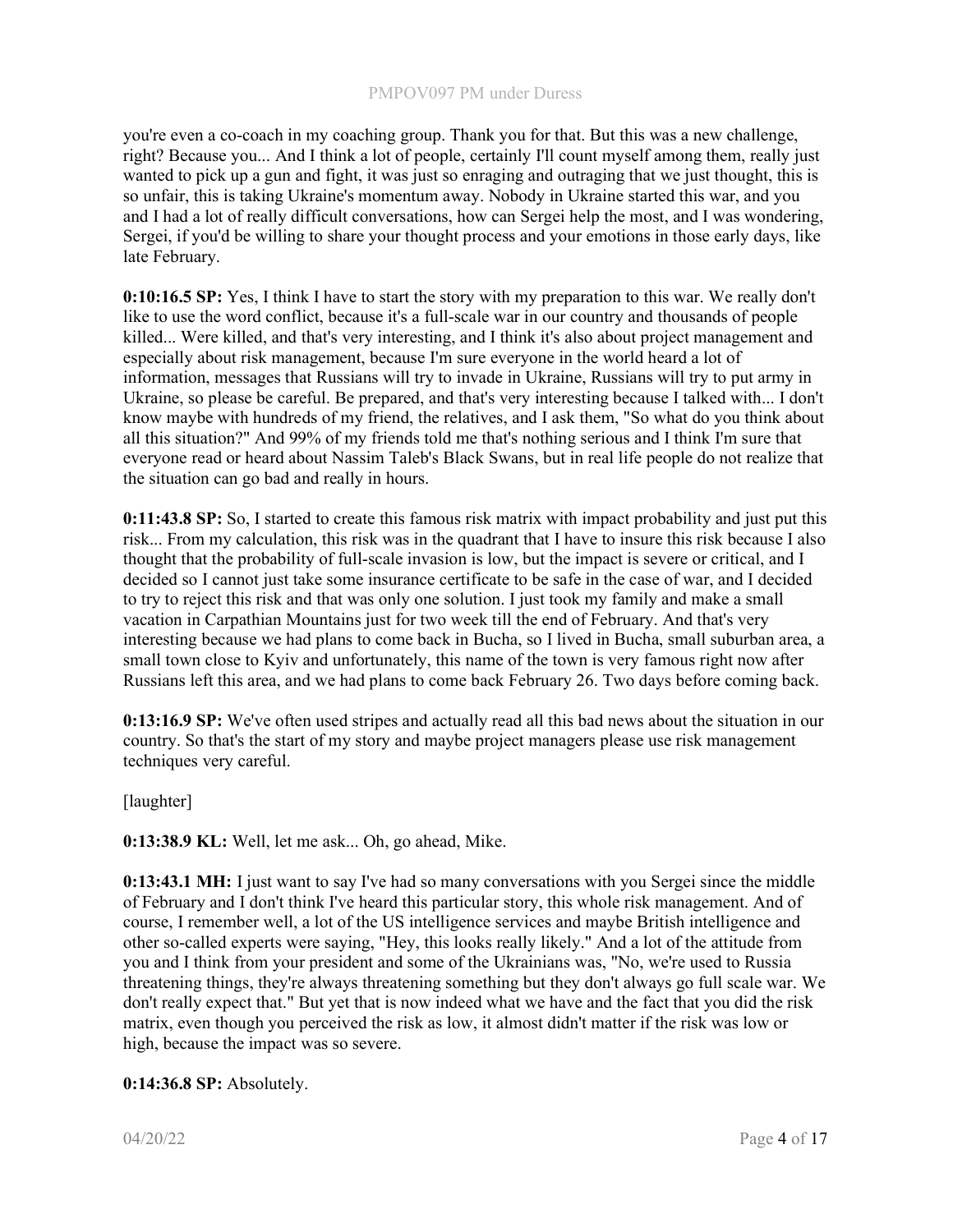you're even a co-coach in my coaching group. Thank you for that. But this was a new challenge, right? Because you... And I think a lot of people, certainly I'll count myself among them, really just wanted to pick up a gun and fight, it was just so enraging and outraging that we just thought, this is so unfair, this is taking Ukraine's momentum away. Nobody in Ukraine started this war, and you and I had a lot of really difficult conversations, how can Sergei help the most, and I was wondering, Sergei, if you'd be willing to share your thought process and your emotions in those early days, like late February.

**0:10:16.5 SP:** Yes, I think I have to start the story with my preparation to this war. We really don't like to use the word conflict, because it's a full-scale war in our country and thousands of people killed... Were killed, and that's very interesting, and I think it's also about project management and especially about risk management, because I'm sure everyone in the world heard a lot of information, messages that Russians will try to invade in Ukraine, Russians will try to put army in Ukraine, so please be careful. Be prepared, and that's very interesting because I talked with... I don't know maybe with hundreds of my friend, the relatives, and I ask them, "So what do you think about all this situation?" And 99% of my friends told me that's nothing serious and I think I'm sure that everyone read or heard about Nassim Taleb's Black Swans, but in real life people do not realize that the situation can go bad and really in hours.

**0:11:43.8 SP:** So, I started to create this famous risk matrix with impact probability and just put this risk... From my calculation, this risk was in the quadrant that I have to insure this risk because I also thought that the probability of full-scale invasion is low, but the impact is severe or critical, and I decided so I cannot just take some insurance certificate to be safe in the case of war, and I decided to try to reject this risk and that was only one solution. I just took my family and make a small vacation in Carpathian Mountains just for two week till the end of February. And that's very interesting because we had plans to come back in Bucha, so I lived in Bucha, small suburban area, a small town close to Kyiv and unfortunately, this name of the town is very famous right now after Russians left this area, and we had plans to come back February 26. Two days before coming back.

**0:13:16.9 SP:** We've often used stripes and actually read all this bad news about the situation in our country. So that's the start of my story and maybe project managers please use risk management techniques very careful.

[laughter]

**0:13:38.9 KL:** Well, let me ask... Oh, go ahead, Mike.

**0:13:43.1 MH:** I just want to say I've had so many conversations with you Sergei since the middle of February and I don't think I've heard this particular story, this whole risk management. And of course, I remember well, a lot of the US intelligence services and maybe British intelligence and other so-called experts were saying, "Hey, this looks really likely." And a lot of the attitude from you and I think from your president and some of the Ukrainians was, "No, we're used to Russia threatening things, they're always threatening something but they don't always go full scale war. We don't really expect that." But yet that is now indeed what we have and the fact that you did the risk matrix, even though you perceived the risk as low, it almost didn't matter if the risk was low or high, because the impact was so severe.

**0:14:36.8 SP:** Absolutely.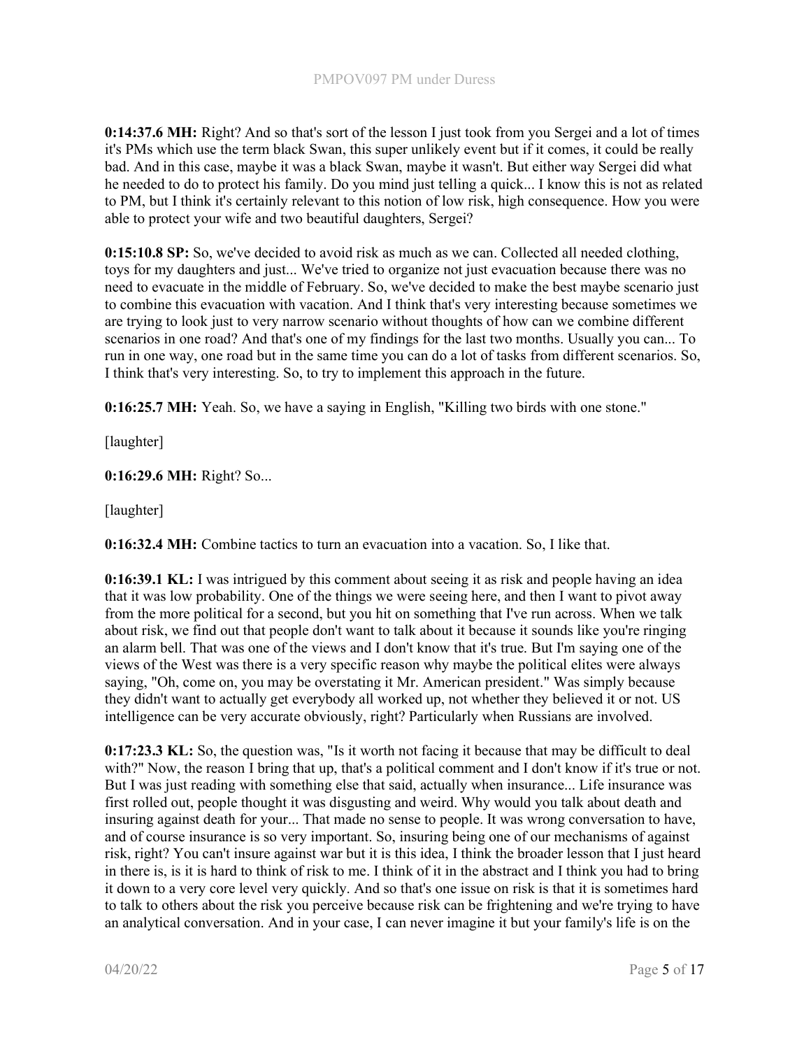**0:14:37.6 MH:** Right? And so that's sort of the lesson I just took from you Sergei and a lot of times it's PMs which use the term black Swan, this super unlikely event but if it comes, it could be really bad. And in this case, maybe it was a black Swan, maybe it wasn't. But either way Sergei did what he needed to do to protect his family. Do you mind just telling a quick... I know this is not as related to PM, but I think it's certainly relevant to this notion of low risk, high consequence. How you were able to protect your wife and two beautiful daughters, Sergei?

**0:15:10.8 SP:** So, we've decided to avoid risk as much as we can. Collected all needed clothing, toys for my daughters and just... We've tried to organize not just evacuation because there was no need to evacuate in the middle of February. So, we've decided to make the best maybe scenario just to combine this evacuation with vacation. And I think that's very interesting because sometimes we are trying to look just to very narrow scenario without thoughts of how can we combine different scenarios in one road? And that's one of my findings for the last two months. Usually you can... To run in one way, one road but in the same time you can do a lot of tasks from different scenarios. So, I think that's very interesting. So, to try to implement this approach in the future.

**0:16:25.7 MH:** Yeah. So, we have a saying in English, "Killing two birds with one stone."

[laughter]

**0:16:29.6 MH:** Right? So...

[laughter]

**0:16:32.4 MH:** Combine tactics to turn an evacuation into a vacation. So, I like that.

**0:16:39.1 KL:** I was intrigued by this comment about seeing it as risk and people having an idea that it was low probability. One of the things we were seeing here, and then I want to pivot away from the more political for a second, but you hit on something that I've run across. When we talk about risk, we find out that people don't want to talk about it because it sounds like you're ringing an alarm bell. That was one of the views and I don't know that it's true. But I'm saying one of the views of the West was there is a very specific reason why maybe the political elites were always saying, "Oh, come on, you may be overstating it Mr. American president." Was simply because they didn't want to actually get everybody all worked up, not whether they believed it or not. US intelligence can be very accurate obviously, right? Particularly when Russians are involved.

**0:17:23.3 KL:** So, the question was, "Is it worth not facing it because that may be difficult to deal with?" Now, the reason I bring that up, that's a political comment and I don't know if it's true or not. But I was just reading with something else that said, actually when insurance... Life insurance was first rolled out, people thought it was disgusting and weird. Why would you talk about death and insuring against death for your... That made no sense to people. It was wrong conversation to have, and of course insurance is so very important. So, insuring being one of our mechanisms of against risk, right? You can't insure against war but it is this idea, I think the broader lesson that I just heard in there is, is it is hard to think of risk to me. I think of it in the abstract and I think you had to bring it down to a very core level very quickly. And so that's one issue on risk is that it is sometimes hard to talk to others about the risk you perceive because risk can be frightening and we're trying to have an analytical conversation. And in your case, I can never imagine it but your family's life is on the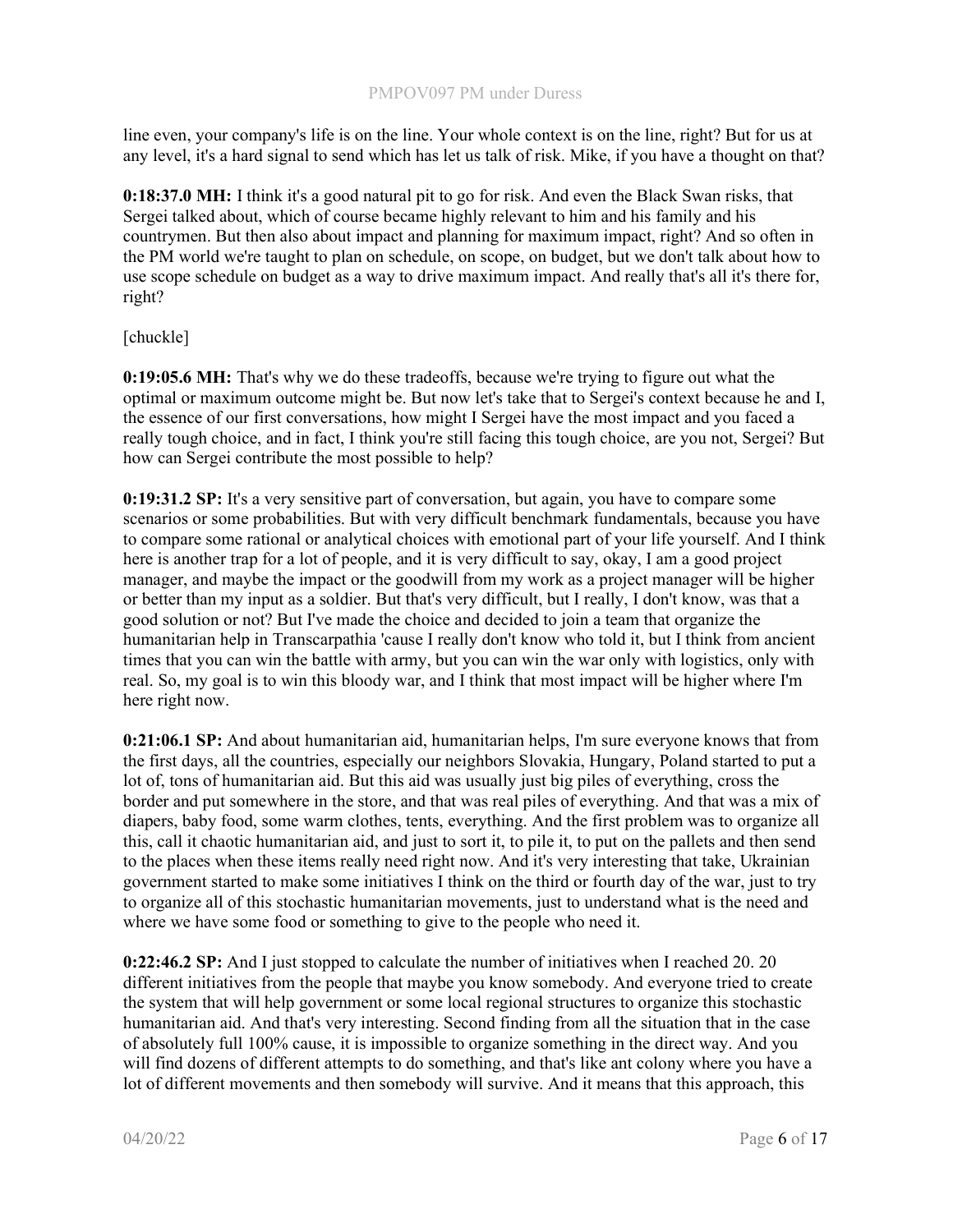line even, your company's life is on the line. Your whole context is on the line, right? But for us at any level, it's a hard signal to send which has let us talk of risk. Mike, if you have a thought on that?

**0:18:37.0 MH:** I think it's a good natural pit to go for risk. And even the Black Swan risks, that Sergei talked about, which of course became highly relevant to him and his family and his countrymen. But then also about impact and planning for maximum impact, right? And so often in the PM world we're taught to plan on schedule, on scope, on budget, but we don't talk about how to use scope schedule on budget as a way to drive maximum impact. And really that's all it's there for, right?

[chuckle]

**0:19:05.6 MH:** That's why we do these tradeoffs, because we're trying to figure out what the optimal or maximum outcome might be. But now let's take that to Sergei's context because he and I, the essence of our first conversations, how might I Sergei have the most impact and you faced a really tough choice, and in fact, I think you're still facing this tough choice, are you not, Sergei? But how can Sergei contribute the most possible to help?

**0:19:31.2 SP:** It's a very sensitive part of conversation, but again, you have to compare some scenarios or some probabilities. But with very difficult benchmark fundamentals, because you have to compare some rational or analytical choices with emotional part of your life yourself. And I think here is another trap for a lot of people, and it is very difficult to say, okay, I am a good project manager, and maybe the impact or the goodwill from my work as a project manager will be higher or better than my input as a soldier. But that's very difficult, but I really, I don't know, was that a good solution or not? But I've made the choice and decided to join a team that organize the humanitarian help in Transcarpathia 'cause I really don't know who told it, but I think from ancient times that you can win the battle with army, but you can win the war only with logistics, only with real. So, my goal is to win this bloody war, and I think that most impact will be higher where I'm here right now.

**0:21:06.1 SP:** And about humanitarian aid, humanitarian helps, I'm sure everyone knows that from the first days, all the countries, especially our neighbors Slovakia, Hungary, Poland started to put a lot of, tons of humanitarian aid. But this aid was usually just big piles of everything, cross the border and put somewhere in the store, and that was real piles of everything. And that was a mix of diapers, baby food, some warm clothes, tents, everything. And the first problem was to organize all this, call it chaotic humanitarian aid, and just to sort it, to pile it, to put on the pallets and then send to the places when these items really need right now. And it's very interesting that take, Ukrainian government started to make some initiatives I think on the third or fourth day of the war, just to try to organize all of this stochastic humanitarian movements, just to understand what is the need and where we have some food or something to give to the people who need it.

**0:22:46.2 SP:** And I just stopped to calculate the number of initiatives when I reached 20. 20 different initiatives from the people that maybe you know somebody. And everyone tried to create the system that will help government or some local regional structures to organize this stochastic humanitarian aid. And that's very interesting. Second finding from all the situation that in the case of absolutely full 100% cause, it is impossible to organize something in the direct way. And you will find dozens of different attempts to do something, and that's like ant colony where you have a lot of different movements and then somebody will survive. And it means that this approach, this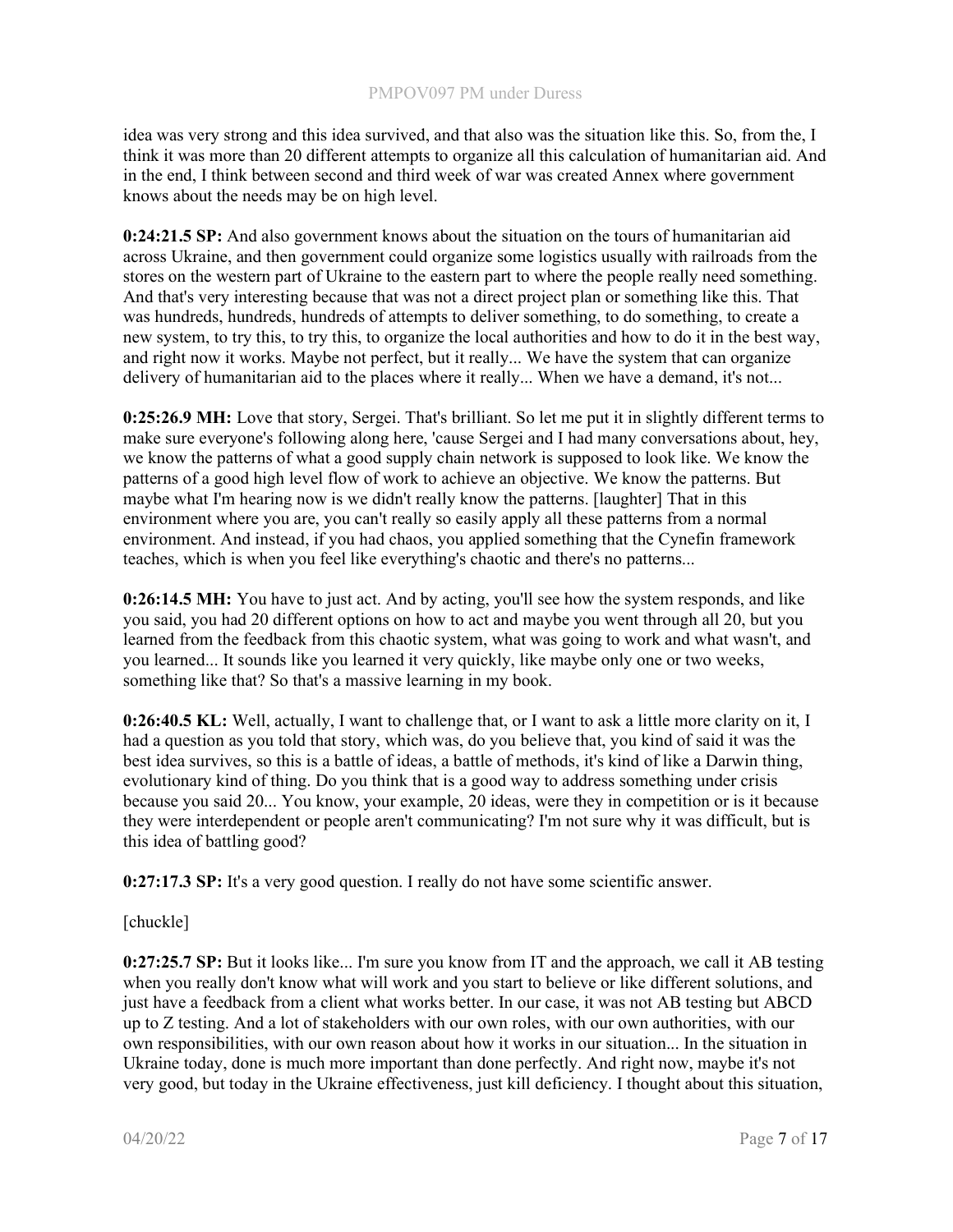idea was very strong and this idea survived, and that also was the situation like this. So, from the, I think it was more than 20 different attempts to organize all this calculation of humanitarian aid. And in the end, I think between second and third week of war was created Annex where government knows about the needs may be on high level.

**0:24:21.5 SP:** And also government knows about the situation on the tours of humanitarian aid across Ukraine, and then government could organize some logistics usually with railroads from the stores on the western part of Ukraine to the eastern part to where the people really need something. And that's very interesting because that was not a direct project plan or something like this. That was hundreds, hundreds, hundreds of attempts to deliver something, to do something, to create a new system, to try this, to try this, to organize the local authorities and how to do it in the best way, and right now it works. Maybe not perfect, but it really... We have the system that can organize delivery of humanitarian aid to the places where it really... When we have a demand, it's not...

**0:25:26.9 MH:** Love that story, Sergei. That's brilliant. So let me put it in slightly different terms to make sure everyone's following along here, 'cause Sergei and I had many conversations about, hey, we know the patterns of what a good supply chain network is supposed to look like. We know the patterns of a good high level flow of work to achieve an objective. We know the patterns. But maybe what I'm hearing now is we didn't really know the patterns. [laughter] That in this environment where you are, you can't really so easily apply all these patterns from a normal environment. And instead, if you had chaos, you applied something that the Cynefin framework teaches, which is when you feel like everything's chaotic and there's no patterns...

**0:26:14.5 MH:** You have to just act. And by acting, you'll see how the system responds, and like you said, you had 20 different options on how to act and maybe you went through all 20, but you learned from the feedback from this chaotic system, what was going to work and what wasn't, and you learned... It sounds like you learned it very quickly, like maybe only one or two weeks, something like that? So that's a massive learning in my book.

**0:26:40.5 KL:** Well, actually, I want to challenge that, or I want to ask a little more clarity on it, I had a question as you told that story, which was, do you believe that, you kind of said it was the best idea survives, so this is a battle of ideas, a battle of methods, it's kind of like a Darwin thing, evolutionary kind of thing. Do you think that is a good way to address something under crisis because you said 20... You know, your example, 20 ideas, were they in competition or is it because they were interdependent or people aren't communicating? I'm not sure why it was difficult, but is this idea of battling good?

**0:27:17.3 SP:** It's a very good question. I really do not have some scientific answer.

[chuckle]

**0:27:25.7 SP:** But it looks like... I'm sure you know from IT and the approach, we call it AB testing when you really don't know what will work and you start to believe or like different solutions, and just have a feedback from a client what works better. In our case, it was not AB testing but ABCD up to Z testing. And a lot of stakeholders with our own roles, with our own authorities, with our own responsibilities, with our own reason about how it works in our situation... In the situation in Ukraine today, done is much more important than done perfectly. And right now, maybe it's not very good, but today in the Ukraine effectiveness, just kill deficiency. I thought about this situation,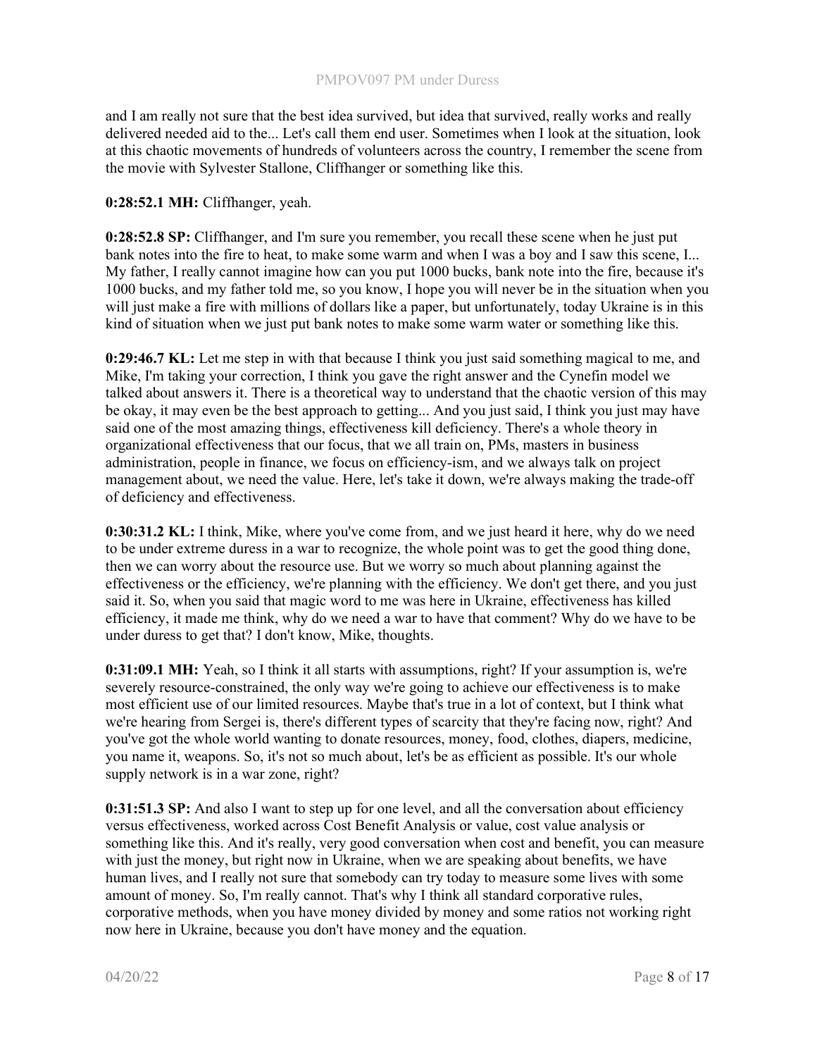and I am really not sure that the best idea survived, but idea that survived, really works and really delivered needed aid to the... Let's call them end user. Sometimes when I look at the situation, look at this chaotic movements of hundreds of volunteers across the country, I remember the scene from the movie with Sylvester Stallone, Cliffhanger or something like this.

**0:28:52.1 MH:** Cliffhanger, yeah.

**0:28:52.8 SP:** Cliffhanger, and I'm sure you remember, you recall these scene when he just put bank notes into the fire to heat, to make some warm and when I was a boy and I saw this scene, I... My father, I really cannot imagine how can you put 1000 bucks, bank note into the fire, because it's 1000 bucks, and my father told me, so you know, I hope you will never be in the situation when you will just make a fire with millions of dollars like a paper, but unfortunately, today Ukraine is in this kind of situation when we just put bank notes to make some warm water or something like this.

**0:29:46.7 KL:** Let me step in with that because I think you just said something magical to me, and Mike, I'm taking your correction, I think you gave the right answer and the Cynefin model we talked about answers it. There is a theoretical way to understand that the chaotic version of this may be okay, it may even be the best approach to getting... And you just said, I think you just may have said one of the most amazing things, effectiveness kill deficiency. There's a whole theory in organizational effectiveness that our focus, that we all train on, PMs, masters in business administration, people in finance, we focus on efficiency-ism, and we always talk on project management about, we need the value. Here, let's take it down, we're always making the trade-off of deficiency and effectiveness.

**0:30:31.2 KL:** I think, Mike, where you've come from, and we just heard it here, why do we need to be under extreme duress in a war to recognize, the whole point was to get the good thing done, then we can worry about the resource use. But we worry so much about planning against the effectiveness or the efficiency, we're planning with the efficiency. We don't get there, and you just said it. So, when you said that magic word to me was here in Ukraine, effectiveness has killed efficiency, it made me think, why do we need a war to have that comment? Why do we have to be under duress to get that? I don't know, Mike, thoughts.

**0:31:09.1 MH:** Yeah, so I think it all starts with assumptions, right? If your assumption is, we're severely resource-constrained, the only way we're going to achieve our effectiveness is to make most efficient use of our limited resources. Maybe that's true in a lot of context, but I think what we're hearing from Sergei is, there's different types of scarcity that they're facing now, right? And you've got the whole world wanting to donate resources, money, food, clothes, diapers, medicine, you name it, weapons. So, it's not so much about, let's be as efficient as possible. It's our whole supply network is in a war zone, right?

**0:31:51.3 SP:** And also I want to step up for one level, and all the conversation about efficiency versus effectiveness, worked across Cost Benefit Analysis or value, cost value analysis or something like this. And it's really, very good conversation when cost and benefit, you can measure with just the money, but right now in Ukraine, when we are speaking about benefits, we have human lives, and I really not sure that somebody can try today to measure some lives with some amount of money. So, I'm really cannot. That's why I think all standard corporative rules, corporative methods, when you have money divided by money and some ratios not working right now here in Ukraine, because you don't have money and the equation.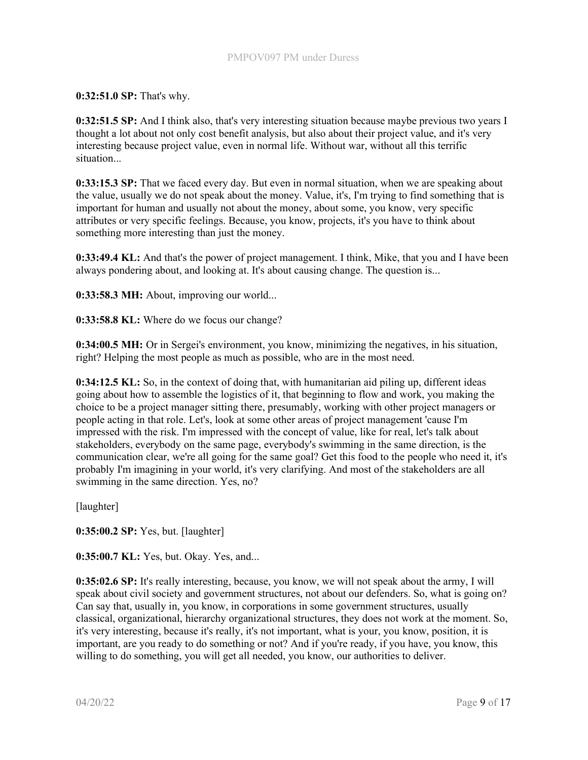**0:32:51.0 SP:** That's why.

**0:32:51.5 SP:** And I think also, that's very interesting situation because maybe previous two years I thought a lot about not only cost benefit analysis, but also about their project value, and it's very interesting because project value, even in normal life. Without war, without all this terrific situation...

**0:33:15.3 SP:** That we faced every day. But even in normal situation, when we are speaking about the value, usually we do not speak about the money. Value, it's, I'm trying to find something that is important for human and usually not about the money, about some, you know, very specific attributes or very specific feelings. Because, you know, projects, it's you have to think about something more interesting than just the money.

**0:33:49.4 KL:** And that's the power of project management. I think, Mike, that you and I have been always pondering about, and looking at. It's about causing change. The question is...

**0:33:58.3 MH:** About, improving our world...

**0:33:58.8 KL:** Where do we focus our change?

**0:34:00.5 MH:** Or in Sergei's environment, you know, minimizing the negatives, in his situation, right? Helping the most people as much as possible, who are in the most need.

**0:34:12.5 KL:** So, in the context of doing that, with humanitarian aid piling up, different ideas going about how to assemble the logistics of it, that beginning to flow and work, you making the choice to be a project manager sitting there, presumably, working with other project managers or people acting in that role. Let's, look at some other areas of project management 'cause I'm impressed with the risk. I'm impressed with the concept of value, like for real, let's talk about stakeholders, everybody on the same page, everybody's swimming in the same direction, is the communication clear, we're all going for the same goal? Get this food to the people who need it, it's probably I'm imagining in your world, it's very clarifying. And most of the stakeholders are all swimming in the same direction. Yes, no?

[laughter]

**0:35:00.2 SP:** Yes, but. [laughter]

**0:35:00.7 KL:** Yes, but. Okay. Yes, and...

**0:35:02.6 SP:** It's really interesting, because, you know, we will not speak about the army, I will speak about civil society and government structures, not about our defenders. So, what is going on? Can say that, usually in, you know, in corporations in some government structures, usually classical, organizational, hierarchy organizational structures, they does not work at the moment. So, it's very interesting, because it's really, it's not important, what is your, you know, position, it is important, are you ready to do something or not? And if you're ready, if you have, you know, this willing to do something, you will get all needed, you know, our authorities to deliver.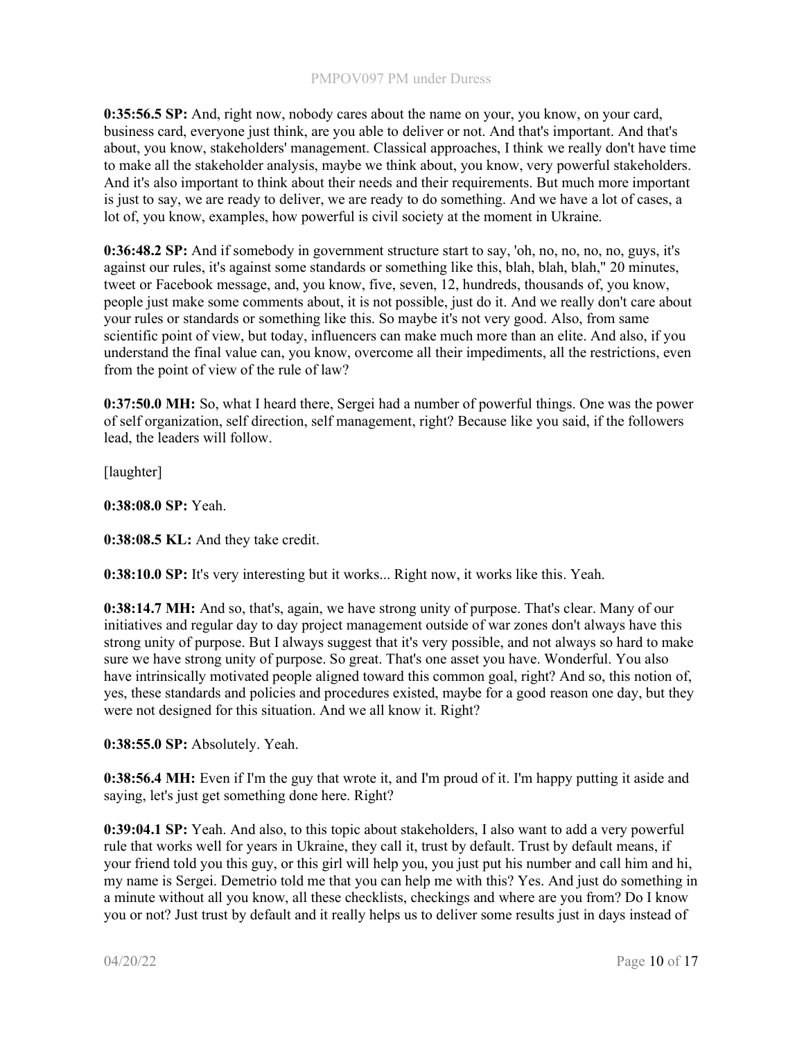**0:35:56.5 SP:** And, right now, nobody cares about the name on your, you know, on your card, business card, everyone just think, are you able to deliver or not. And that's important. And that's about, you know, stakeholders' management. Classical approaches, I think we really don't have time to make all the stakeholder analysis, maybe we think about, you know, very powerful stakeholders. And it's also important to think about their needs and their requirements. But much more important is just to say, we are ready to deliver, we are ready to do something. And we have a lot of cases, a lot of, you know, examples, how powerful is civil society at the moment in Ukraine.

**0:36:48.2 SP:** And if somebody in government structure start to say, 'oh, no, no, no, no, guys, it's against our rules, it's against some standards or something like this, blah, blah, blah," 20 minutes, tweet or Facebook message, and, you know, five, seven, 12, hundreds, thousands of, you know, people just make some comments about, it is not possible, just do it. And we really don't care about your rules or standards or something like this. So maybe it's not very good. Also, from same scientific point of view, but today, influencers can make much more than an elite. And also, if you understand the final value can, you know, overcome all their impediments, all the restrictions, even from the point of view of the rule of law?

**0:37:50.0 MH:** So, what I heard there, Sergei had a number of powerful things. One was the power of self organization, self direction, self management, right? Because like you said, if the followers lead, the leaders will follow.

[laughter]

**0:38:08.0 SP:** Yeah.

**0:38:08.5 KL:** And they take credit.

**0:38:10.0 SP:** It's very interesting but it works... Right now, it works like this. Yeah.

**0:38:14.7 MH:** And so, that's, again, we have strong unity of purpose. That's clear. Many of our initiatives and regular day to day project management outside of war zones don't always have this strong unity of purpose. But I always suggest that it's very possible, and not always so hard to make sure we have strong unity of purpose. So great. That's one asset you have. Wonderful. You also have intrinsically motivated people aligned toward this common goal, right? And so, this notion of, yes, these standards and policies and procedures existed, maybe for a good reason one day, but they were not designed for this situation. And we all know it. Right?

**0:38:55.0 SP:** Absolutely. Yeah.

**0:38:56.4 MH:** Even if I'm the guy that wrote it, and I'm proud of it. I'm happy putting it aside and saying, let's just get something done here. Right?

**0:39:04.1 SP:** Yeah. And also, to this topic about stakeholders, I also want to add a very powerful rule that works well for years in Ukraine, they call it, trust by default. Trust by default means, if your friend told you this guy, or this girl will help you, you just put his number and call him and hi, my name is Sergei. Demetrio told me that you can help me with this? Yes. And just do something in a minute without all you know, all these checklists, checkings and where are you from? Do I know you or not? Just trust by default and it really helps us to deliver some results just in days instead of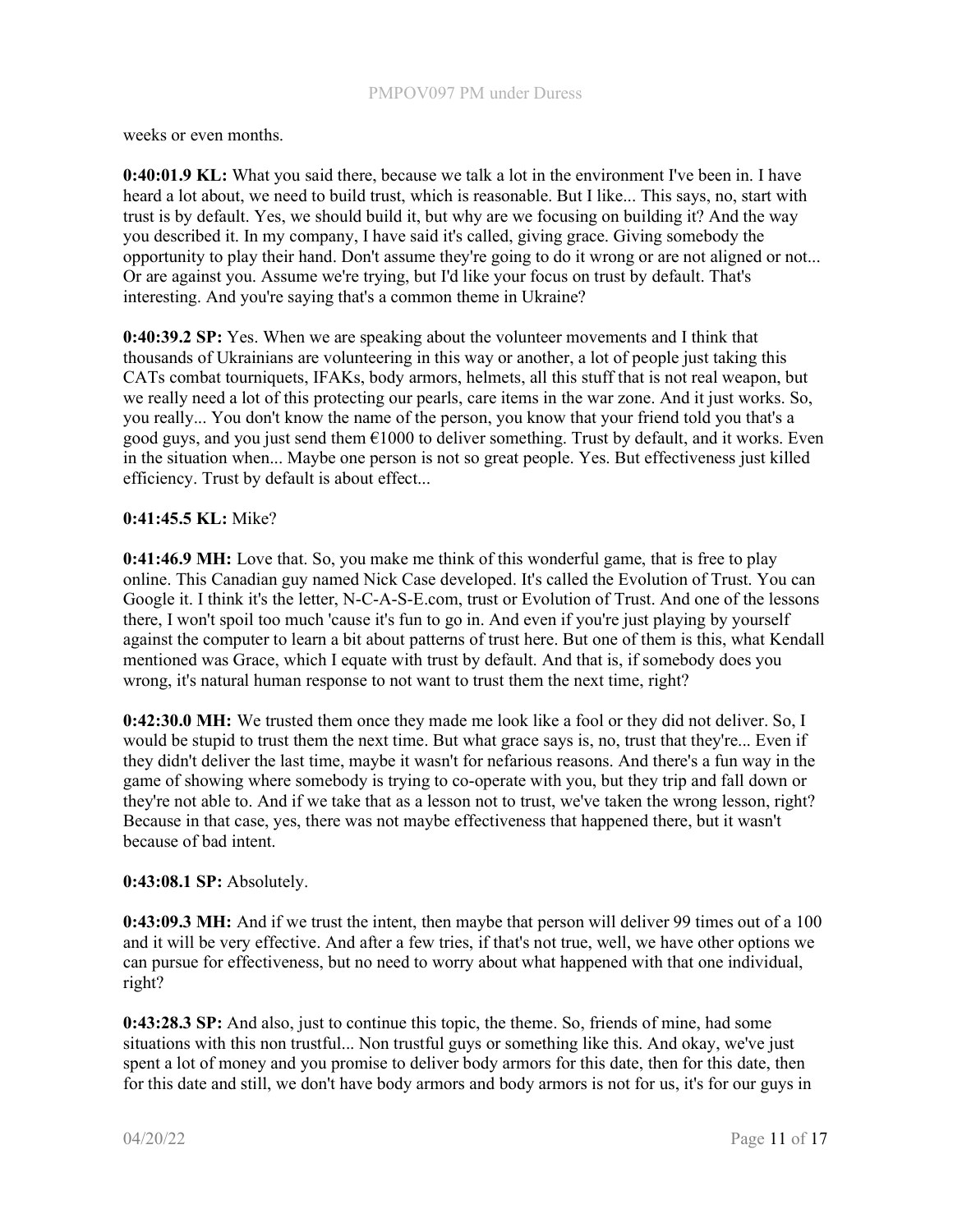weeks or even months.

**0:40:01.9 KL:** What you said there, because we talk a lot in the environment I've been in. I have heard a lot about, we need to build trust, which is reasonable. But I like... This says, no, start with trust is by default. Yes, we should build it, but why are we focusing on building it? And the way you described it. In my company, I have said it's called, giving grace. Giving somebody the opportunity to play their hand. Don't assume they're going to do it wrong or are not aligned or not... Or are against you. Assume we're trying, but I'd like your focus on trust by default. That's interesting. And you're saying that's a common theme in Ukraine?

**0:40:39.2 SP:** Yes. When we are speaking about the volunteer movements and I think that thousands of Ukrainians are volunteering in this way or another, a lot of people just taking this CATs combat tourniquets, IFAKs, body armors, helmets, all this stuff that is not real weapon, but we really need a lot of this protecting our pearls, care items in the war zone. And it just works. So, you really... You don't know the name of the person, you know that your friend told you that's a good guys, and you just send them €1000 to deliver something. Trust by default, and it works. Even in the situation when... Maybe one person is not so great people. Yes. But effectiveness just killed efficiency. Trust by default is about effect...

**0:41:45.5 KL:** Mike?

**0:41:46.9 MH:** Love that. So, you make me think of this wonderful game, that is free to play online. This Canadian guy named Nick Case developed. It's called the Evolution of Trust. You can Google it. I think it's the letter, N-C-A-S-E.com, trust or Evolution of Trust. And one of the lessons there, I won't spoil too much 'cause it's fun to go in. And even if you're just playing by yourself against the computer to learn a bit about patterns of trust here. But one of them is this, what Kendall mentioned was Grace, which I equate with trust by default. And that is, if somebody does you wrong, it's natural human response to not want to trust them the next time, right?

**0:42:30.0 MH:** We trusted them once they made me look like a fool or they did not deliver. So, I would be stupid to trust them the next time. But what grace says is, no, trust that they're... Even if they didn't deliver the last time, maybe it wasn't for nefarious reasons. And there's a fun way in the game of showing where somebody is trying to co-operate with you, but they trip and fall down or they're not able to. And if we take that as a lesson not to trust, we've taken the wrong lesson, right? Because in that case, yes, there was not maybe effectiveness that happened there, but it wasn't because of bad intent.

**0:43:08.1 SP:** Absolutely.

**0:43:09.3 MH:** And if we trust the intent, then maybe that person will deliver 99 times out of a 100 and it will be very effective. And after a few tries, if that's not true, well, we have other options we can pursue for effectiveness, but no need to worry about what happened with that one individual, right?

**0:43:28.3 SP:** And also, just to continue this topic, the theme. So, friends of mine, had some situations with this non trustful... Non trustful guys or something like this. And okay, we've just spent a lot of money and you promise to deliver body armors for this date, then for this date, then for this date and still, we don't have body armors and body armors is not for us, it's for our guys in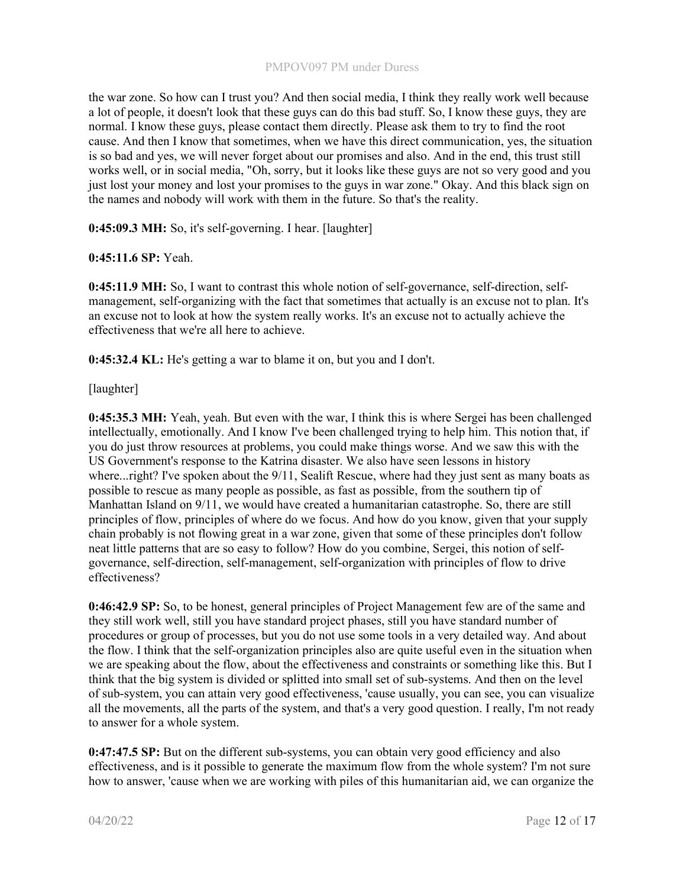the war zone. So how can I trust you? And then social media, I think they really work well because a lot of people, it doesn't look that these guys can do this bad stuff. So, I know these guys, they are normal. I know these guys, please contact them directly. Please ask them to try to find the root cause. And then I know that sometimes, when we have this direct communication, yes, the situation is so bad and yes, we will never forget about our promises and also. And in the end, this trust still works well, or in social media, "Oh, sorry, but it looks like these guys are not so very good and you just lost your money and lost your promises to the guys in war zone." Okay. And this black sign on the names and nobody will work with them in the future. So that's the reality.

**0:45:09.3 MH:** So, it's self-governing. I hear. [laughter]

**0:45:11.6 SP:** Yeah.

**0:45:11.9 MH:** So, I want to contrast this whole notion of self-governance, self-direction, self-management, self-organizing with the fact that sometimes that actually is an excuse not to plan. It's an excuse not to look at how the system really works. It's an excuse not to actually achieve the effectiveness that we're all here to achieve.

**0:45:32.4 KL:** He's getting a war to blame it on, but you and I don't.

[laughter]

**0:45:35.3 MH:** Yeah, yeah. But even with the war, I think this is where Sergei has been challenged intellectually, emotionally. And I know I've been challenged trying to help him. This notion that, if you do just throw resources at problems, you could make things worse. And we saw this with the US Government's response to the Katrina disaster. We also have seen lessons in history where...right? I've spoken about the 9/11, Sealift Rescue, where had they just sent as many boats as possible to rescue as many people as possible, as fast as possible, from the southern tip of Manhattan Island on 9/11, we would have created a humanitarian catastrophe. So, there are still principles of flow, principles of where do we focus. And how do you know, given that your supply chain probably is not flowing great in a war zone, given that some of these principles don't follow neat little patterns that are so easy to follow? How do you combine, Sergei, this notion of self-governance, self-direction, self-management, self-organization with principles of flow to drive effectiveness?

**0:46:42.9 SP:** So, to be honest, general principles of Project Management few are of the same and they still work well, still you have standard project phases, still you have standard number of procedures or group of processes, but you do not use some tools in a very detailed way. And about the flow. I think that the self-organization principles also are quite useful even in the situation when we are speaking about the flow, about the effectiveness and constraints or something like this. But I think that the big system is divided or splitted into small set of sub-systems. And then on the level of sub-system, you can attain very good effectiveness, 'cause usually, you can see, you can visualize all the movements, all the parts of the system, and that's a very good question. I really, I'm not ready to answer for a whole system.

**0:47:47.5 SP:** But on the different sub-systems, you can obtain very good efficiency and also effectiveness, and is it possible to generate the maximum flow from the whole system? I'm not sure how to answer, 'cause when we are working with piles of this humanitarian aid, we can organize the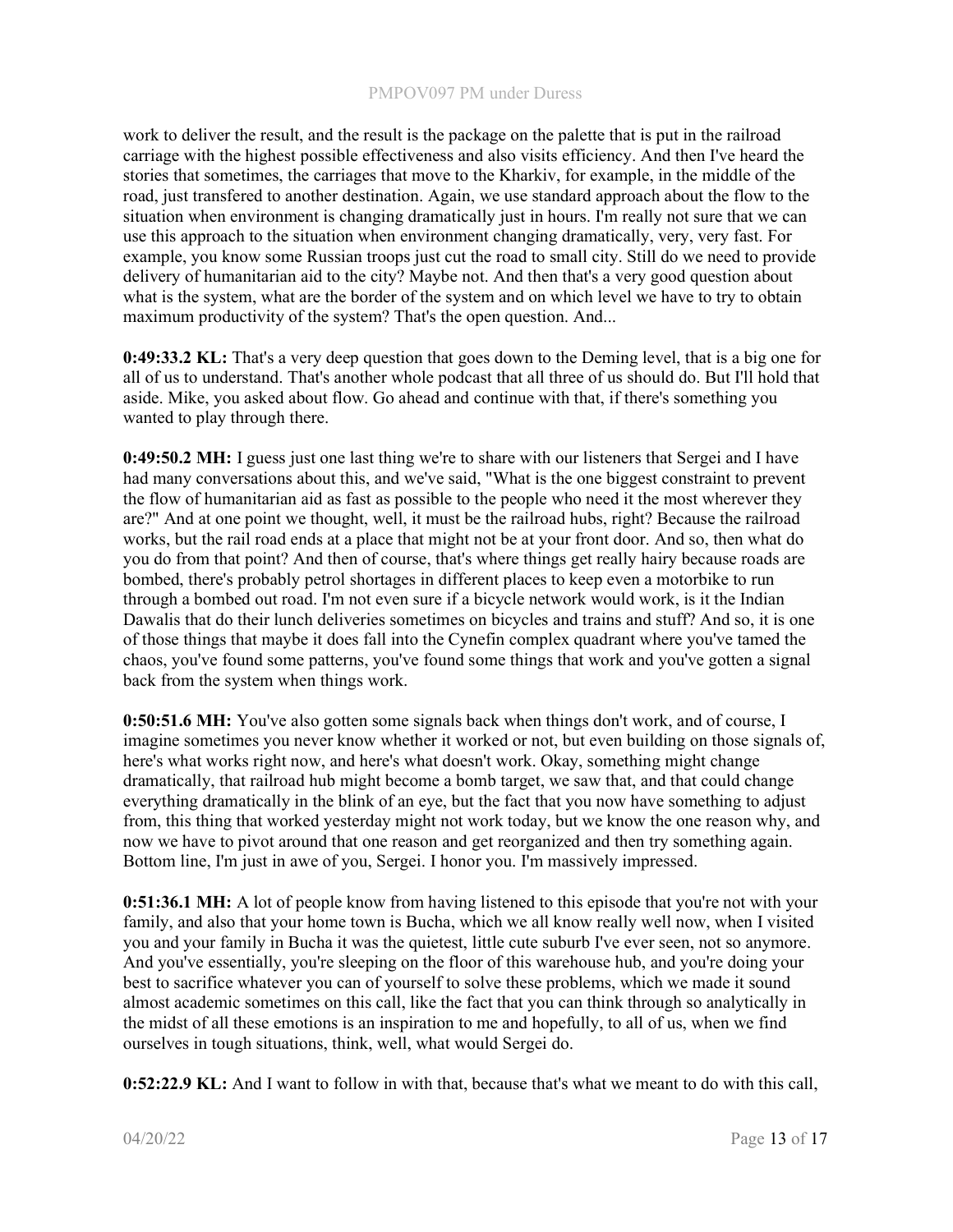work to deliver the result, and the result is the package on the palette that is put in the railroad carriage with the highest possible effectiveness and also visits efficiency. And then I've heard the stories that sometimes, the carriages that move to the Kharkiv, for example, in the middle of the road, just transfered to another destination. Again, we use standard approach about the flow to the situation when environment is changing dramatically just in hours. I'm really not sure that we can use this approach to the situation when environment changing dramatically, very, very fast. For example, you know some Russian troops just cut the road to small city. Still do we need to provide delivery of humanitarian aid to the city? Maybe not. And then that's a very good question about what is the system, what are the border of the system and on which level we have to try to obtain maximum productivity of the system? That's the open question. And...

**0:49:33.2 KL:** That's a very deep question that goes down to the Deming level, that is a big one for all of us to understand. That's another whole podcast that all three of us should do. But I'll hold that aside. Mike, you asked about flow. Go ahead and continue with that, if there's something you wanted to play through there.

**0:49:50.2 MH:** I guess just one last thing we're to share with our listeners that Sergei and I have had many conversations about this, and we've said, "What is the one biggest constraint to prevent the flow of humanitarian aid as fast as possible to the people who need it the most wherever they are?" And at one point we thought, well, it must be the railroad hubs, right? Because the railroad works, but the rail road ends at a place that might not be at your front door. And so, then what do you do from that point? And then of course, that's where things get really hairy because roads are bombed, there's probably petrol shortages in different places to keep even a motorbike to run through a bombed out road. I'm not even sure if a bicycle network would work, is it the Indian Dawalis that do their lunch deliveries sometimes on bicycles and trains and stuff? And so, it is one of those things that maybe it does fall into the Cynefin complex quadrant where you've tamed the chaos, you've found some patterns, you've found some things that work and you've gotten a signal back from the system when things work.

**0:50:51.6 MH:** You've also gotten some signals back when things don't work, and of course, I imagine sometimes you never know whether it worked or not, but even building on those signals of, here's what works right now, and here's what doesn't work. Okay, something might change dramatically, that railroad hub might become a bomb target, we saw that, and that could change everything dramatically in the blink of an eye, but the fact that you now have something to adjust from, this thing that worked yesterday might not work today, but we know the one reason why, and now we have to pivot around that one reason and get reorganized and then try something again. Bottom line, I'm just in awe of you, Sergei. I honor you. I'm massively impressed.

**0:51:36.1 MH:** A lot of people know from having listened to this episode that you're not with your family, and also that your home town is Bucha, which we all know really well now, when I visited you and your family in Bucha it was the quietest, little cute suburb I've ever seen, not so anymore. And you've essentially, you're sleeping on the floor of this warehouse hub, and you're doing your best to sacrifice whatever you can of yourself to solve these problems, which we made it sound almost academic sometimes on this call, like the fact that you can think through so analytically in the midst of all these emotions is an inspiration to me and hopefully, to all of us, when we find ourselves in tough situations, think, well, what would Sergei do.

**0:52:22.9 KL:** And I want to follow in with that, because that's what we meant to do with this call,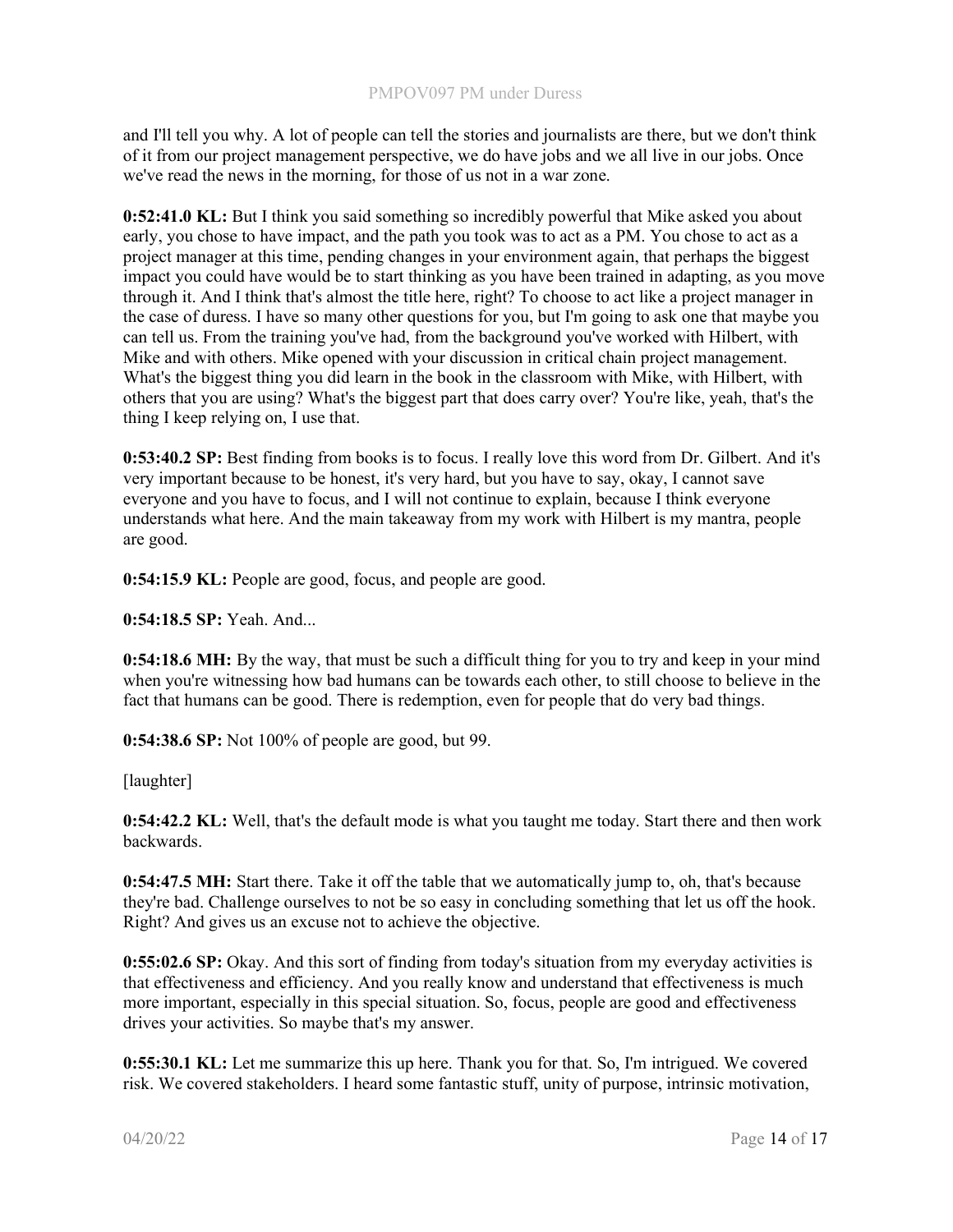and I'll tell you why. A lot of people can tell the stories and journalists are there, but we don't think of it from our project management perspective, we do have jobs and we all live in our jobs. Once we've read the news in the morning, for those of us not in a war zone.

**0:52:41.0 KL:** But I think you said something so incredibly powerful that Mike asked you about early, you chose to have impact, and the path you took was to act as a PM. You chose to act as a project manager at this time, pending changes in your environment again, that perhaps the biggest impact you could have would be to start thinking as you have been trained in adapting, as you move through it. And I think that's almost the title here, right? To choose to act like a project manager in the case of duress. I have so many other questions for you, but I'm going to ask one that maybe you can tell us. From the training you've had, from the background you've worked with Hilbert, with Mike and with others. Mike opened with your discussion in critical chain project management. What's the biggest thing you did learn in the book in the classroom with Mike, with Hilbert, with others that you are using? What's the biggest part that does carry over? You're like, yeah, that's the thing I keep relying on, I use that.

**0:53:40.2 SP:** Best finding from books is to focus. I really love this word from Dr. Gilbert. And it's very important because to be honest, it's very hard, but you have to say, okay, I cannot save everyone and you have to focus, and I will not continue to explain, because I think everyone understands what here. And the main takeaway from my work with Hilbert is my mantra, people are good.

**0:54:15.9 KL:** People are good, focus, and people are good.

**0:54:18.5 SP:** Yeah. And...

**0:54:18.6 MH:** By the way, that must be such a difficult thing for you to try and keep in your mind when you're witnessing how bad humans can be towards each other, to still choose to believe in the fact that humans can be good. There is redemption, even for people that do very bad things.

**0:54:38.6 SP:** Not 100% of people are good, but 99.

[laughter]

**0:54:42.2 KL:** Well, that's the default mode is what you taught me today. Start there and then work backwards.

**0:54:47.5 MH:** Start there. Take it off the table that we automatically jump to, oh, that's because they're bad. Challenge ourselves to not be so easy in concluding something that let us off the hook. Right? And gives us an excuse not to achieve the objective.

**0:55:02.6 SP:** Okay. And this sort of finding from today's situation from my everyday activities is that effectiveness and efficiency. And you really know and understand that effectiveness is much more important, especially in this special situation. So, focus, people are good and effectiveness drives your activities. So maybe that's my answer.

**0:55:30.1 KL:** Let me summarize this up here. Thank you for that. So, I'm intrigued. We covered risk. We covered stakeholders. I heard some fantastic stuff, unity of purpose, intrinsic motivation,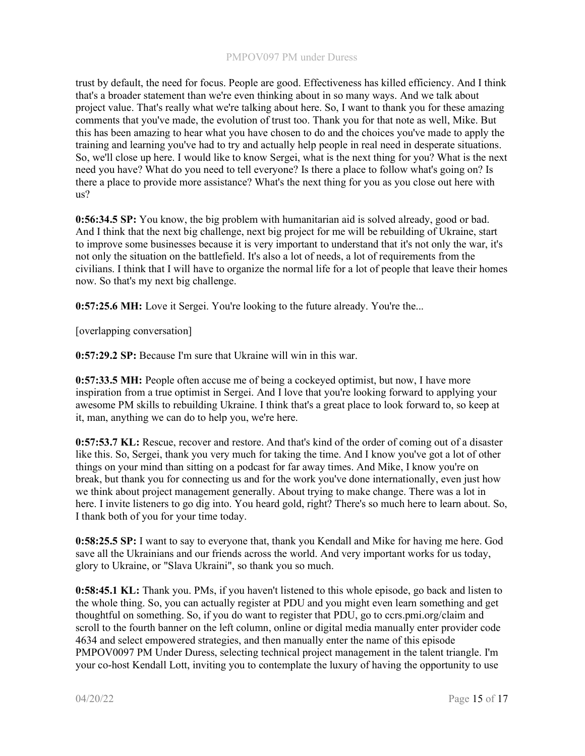trust by default, the need for focus. People are good. Effectiveness has killed efficiency. And I think that's a broader statement than we're even thinking about in so many ways. And we talk about project value. That's really what we're talking about here. So, I want to thank you for these amazing comments that you've made, the evolution of trust too. Thank you for that note as well, Mike. But this has been amazing to hear what you have chosen to do and the choices you've made to apply the training and learning you've had to try and actually help people in real need in desperate situations. So, we'll close up here. I would like to know Sergei, what is the next thing for you? What is the next need you have? What do you need to tell everyone? Is there a place to follow what's going on? Is there a place to provide more assistance? What's the next thing for you as you close out here with us?

**0:56:34.5 SP:** You know, the big problem with humanitarian aid is solved already, good or bad. And I think that the next big challenge, next big project for me will be rebuilding of Ukraine, start to improve some businesses because it is very important to understand that it's not only the war, it's not only the situation on the battlefield. It's also a lot of needs, a lot of requirements from the civilians. I think that I will have to organize the normal life for a lot of people that leave their homes now. So that's my next big challenge.

**0:57:25.6 MH:** Love it Sergei. You're looking to the future already. You're the...

[overlapping conversation]

**0:57:29.2 SP:** Because I'm sure that Ukraine will win in this war.

**0:57:33.5 MH:** People often accuse me of being a cockeyed optimist, but now, I have more inspiration from a true optimist in Sergei. And I love that you're looking forward to applying your awesome PM skills to rebuilding Ukraine. I think that's a great place to look forward to, so keep at it, man, anything we can do to help you, we're here.

**0:57:53.7 KL:** Rescue, recover and restore. And that's kind of the order of coming out of a disaster like this. So, Sergei, thank you very much for taking the time. And I know you've got a lot of other things on your mind than sitting on a podcast for far away times. And Mike, I know you're on break, but thank you for connecting us and for the work you've done internationally, even just how we think about project management generally. About trying to make change. There was a lot in here. I invite listeners to go dig into. You heard gold, right? There's so much here to learn about. So, I thank both of you for your time today.

**0:58:25.5 SP:** I want to say to everyone that, thank you Kendall and Mike for having me here. God save all the Ukrainians and our friends across the world. And very important works for us today, glory to Ukraine, or "Slava Ukraini", so thank you so much.

**0:58:45.1 KL:** Thank you. PMs, if you haven't listened to this whole episode, go back and listen to the whole thing. So, you can actually register at PDU and you might even learn something and get thoughtful on something. So, if you do want to register that PDU, go to ccrs.pmi.org/claim and scroll to the fourth banner on the left column, online or digital media manually enter provider code 4634 and select empowered strategies, and then manually enter the name of this episode PMPOV0097 PM Under Duress, selecting technical project management in the talent triangle. I'm your co-host Kendall Lott, inviting you to contemplate the luxury of having the opportunity to use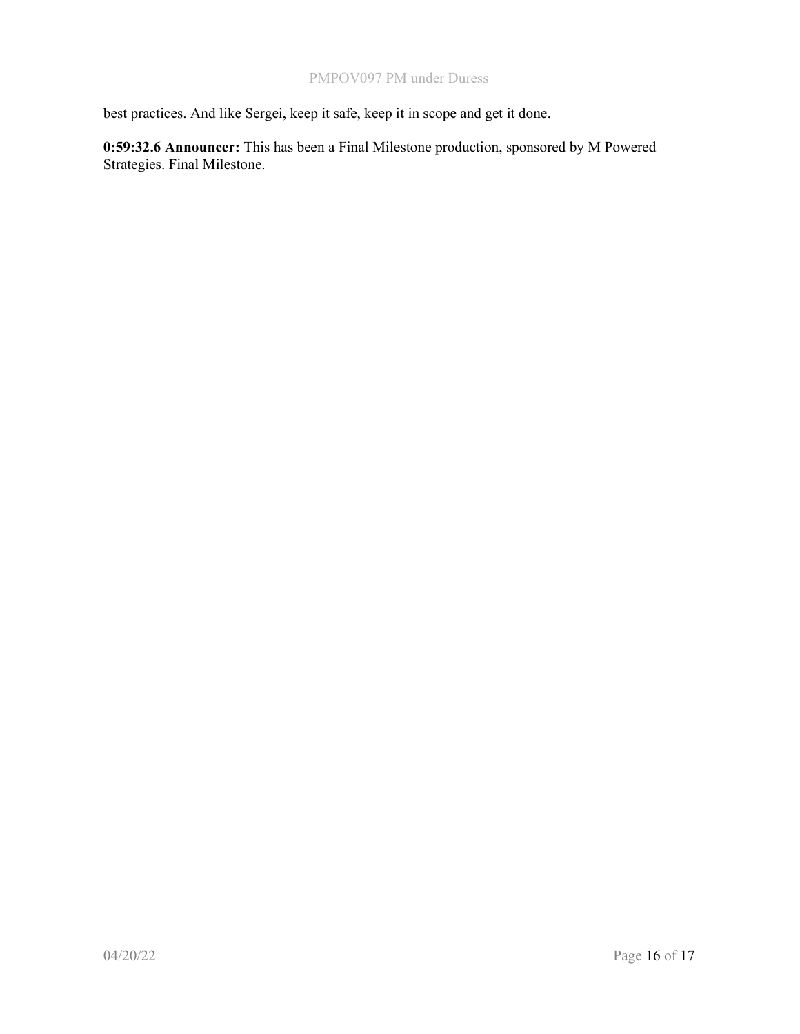best practices. And like Sergei, keep it safe, keep it in scope and get it done.

**0:59:32.6 Announcer:** This has been a Final Milestone production, sponsored by M Powered Strategies. Final Milestone.